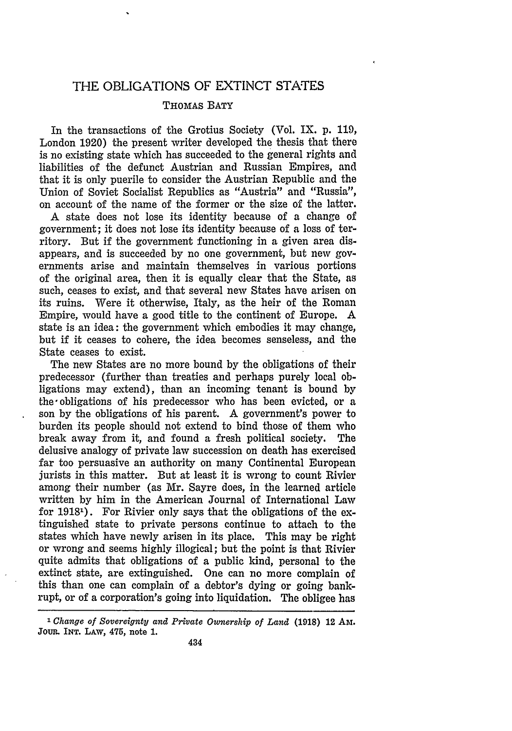# THE OBLIGATIONS OF EXTINCT STATES

THOMAS BATY

In the transactions of the Grotius Society (Vol. IX. p. 119, London 1920) the present writer developed the thesis that there is no existing state which has succeeded to the general rights and liabilities of the defunct Austrian and Russian Empires, and that it is only puerile to consider the Austrian Republic and the Union of Soviet Socialist Republics as "Austria" and "Russia", on account of the name of the former or the size of the latter.

A state does not lose its identity because of a change of government; it does not lose its identity because of a loss of territory. But if the government functioning in a given area disappears, and is succeeded by no one government, but new governments arise and maintain themselves in various portions of the original area, then it is equally clear that the State, as such, ceases to exist, and that several new States have arisen on its ruins. Were it otherwise, Italy, as the heir of the Roman Empire, would have a good title to the continent of Europe. A state is an idea: the government which embodies it may change, but if it ceases to cohere, the idea becomes senseless, and the State ceases to exist.

The new States are no more bound by the obligations of their predecessor (further than treaties and perhaps purely local obligations may extend), than an incoming tenant is bound by the obligations of his predecessor who has been evicted, or a son by the obligations of his parent. A government's power to burden its people should not extend to bind those of them who break away from it, and found a fresh political society. The delusive analogy of private law succession on death has exercised far too persuasive an authority on many Continental European jurists in this matter. But at least it is wrong to count Rivier among their number (as Mr. Sayre does, in the learned article written by him in the American Journal of International Law for 1918[1]). For Rivier only says that the obligations of the extinguished state to private persons continue to attach to the states which have newly arisen in its place. This may be right or wrong and seems highly illogical; but the point is that Rivier quite admits that obligations of a public kind, personal to the extinct state, are extinguished. One can no more complain of this than one can complain of a debtor's dying or going bankrupt, or of a corporation's going into liquidation. The obligee has

---

[1] *Change of Sovereignty and Private Ownership of Land* (1918) 12 AM. JOUR. INT. LAW, 475, note 1.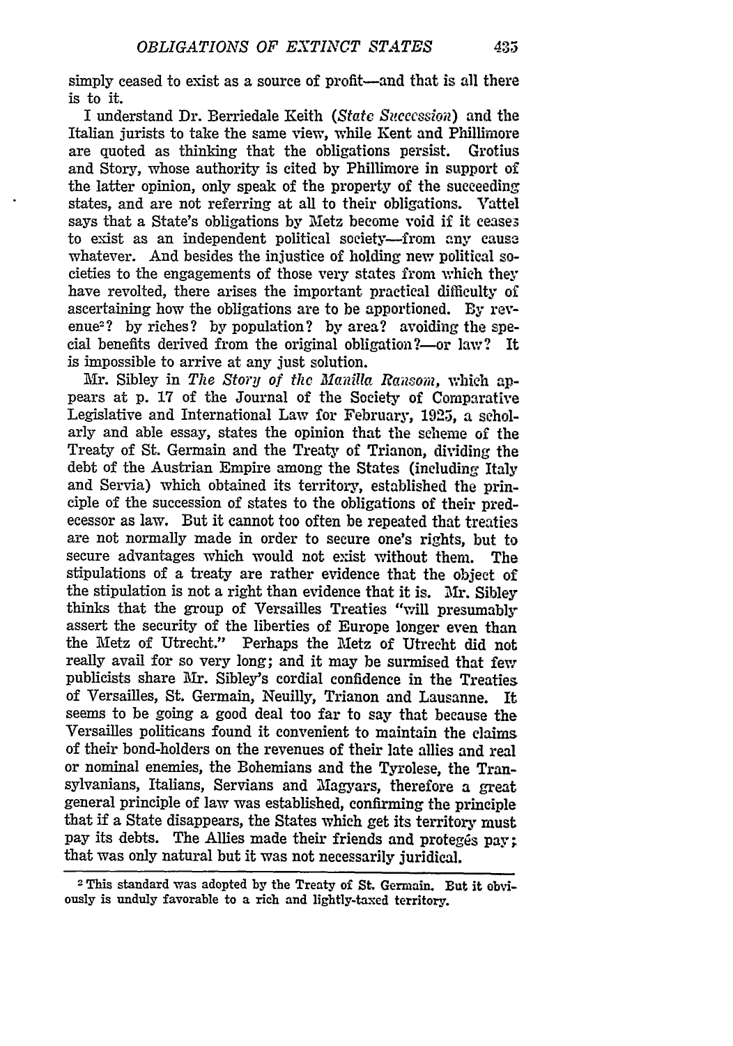simply ceased to exist as a source of profit—and that is all there is to it.

I understand Dr. Berriedale Keith (*State Succession*) and the Italian jurists to take the same view, while Kent and Phillimore are quoted as thinking that the obligations persist. Grotius and Story, whose authority is cited by Phillimore in support of the latter opinion, only speak of the property of the succeeding states, and are not referring at all to their obligations. Vattel says that a State's obligations by Metz become void if it ceases to exist as an independent political society—from any cause whatever. And besides the injustice of holding new political societies to the engagements of those very states from which they have revolted, there arises the important practical difficulty of ascertaining how the obligations are to be apportioned. By revenue[2]? by riches? by population? by area? avoiding the special benefits derived from the original obligation?—or law? It is impossible to arrive at any just solution.

Mr. Sibley in *The Story of the Manilla Ransom*, which appears at p. 17 of the Journal of the Society of Comparative Legislative and International Law for February, 1925, a scholarly and able essay, states the opinion that the scheme of the Treaty of St. Germain and the Treaty of Trianon, dividing the debt of the Austrian Empire among the States (including Italy and Servia) which obtained its territory, established the principle of the succession of states to the obligations of their predecessor as law. But it cannot too often be repeated that treaties are not normally made in order to secure one's rights, but to secure advantages which would not exist without them. The stipulations of a treaty are rather evidence that the object of the stipulation is not a right than evidence that it is. Mr. Sibley thinks that the group of Versailles Treaties "will presumably assert the security of the liberties of Europe longer even than the Metz of Utrecht." Perhaps the Metz of Utrecht did not really avail for so very long; and it may be surmised that few publicists share Mr. Sibley's cordial confidence in the Treaties of Versailles, St. Germain, Neuilly, Trianon and Lausanne. It seems to be going a good deal too far to say that because the Versailles politicans found it convenient to maintain the claims of their bond-holders on the revenues of their late allies and real or nominal enemies, the Bohemians and the Tyrolese, the Transylvanians, Italians, Servians and Magyars, therefore a great general principle of law was established, confirming the principle that if a State disappears, the States which get its territory must pay its debts. The Allies made their friends and protegés pay; that was only natural but it was not necessarily juridical.

[2] This standard was adopted by the Treaty of St. Germain. But it obviously is unduly favorable to a rich and lightly-taxed territory.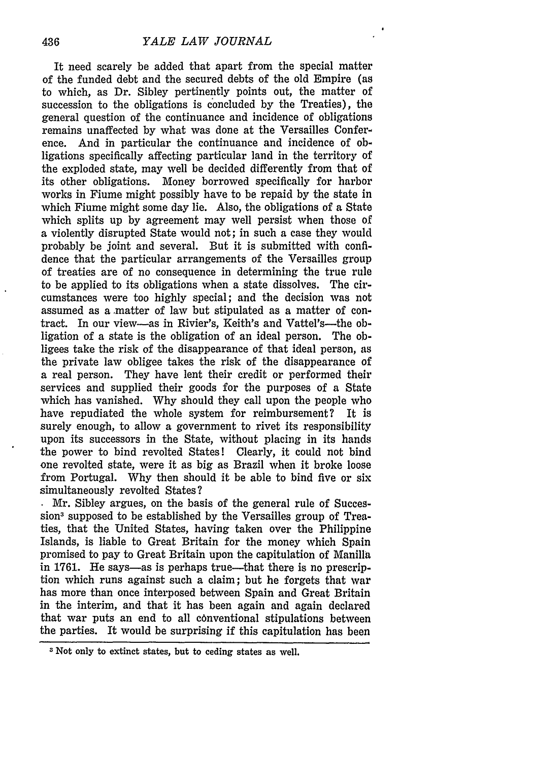It need scarcely be added that apart from the special matter of the funded debt and the secured debts of the old Empire (as to which, as Dr. Sibley pertinently points out, the matter of succession to the obligations is concluded by the Treaties), the general question of the continuance and incidence of obligations remains unaffected by what was done at the Versailles Conference. And in particular the continuance and incidence of obligations specifically affecting particular land in the territory of the exploded state, may well be decided differently from that of its other obligations. Money borrowed specifically for harbor works in Fiume might possibly have to be repaid by the state in which Fiume might some day lie. Also, the obligations of a State which splits up by agreement may well persist when those of a violently disrupted State would not; in such a case they would probably be joint and several. But it is submitted with confidence that the particular arrangements of the Versailles group of treaties are of no consequence in determining the true rule to be applied to its obligations when a state dissolves. The circumstances were too highly special; and the decision was not assumed as a matter of law but stipulated as a matter of contract. In our view—as in Rivier's, Keith's and Vattel's—the obligation of a state is the obligation of an ideal person. The obligees take the risk of the disappearance of that ideal person, as the private law obligee takes the risk of the disappearance of a real person. They have lent their credit or performed their services and supplied their goods for the purposes of a State which has vanished. Why should they call upon the people who have repudiated the whole system for reimbursement? It is surely enough, to allow a government to rivet its responsibility upon its successors in the State, without placing in its hands the power to bind revolted States! Clearly, it could not bind one revolted state, were it as big as Brazil when it broke loose from Portugal. Why then should it be able to bind five or six simultaneously revolted States?

Mr. Sibley argues, on the basis of the general rule of Succession[3] supposed to be established by the Versailles group of Treaties, that the United States, having taken over the Philippine Islands, is liable to Great Britain for the money which Spain promised to pay to Great Britain upon the capitulation of Manilla in 1761. He says—as is perhaps true—that there is no prescription which runs against such a claim; but he forgets that war has more than once interposed between Spain and Great Britain in the interim, and that it has been again and again declared that war puts an end to all conventional stipulations between the parties. It would be surprising if this capitulation has been

[3] Not only to extinct states, but to ceding states as well.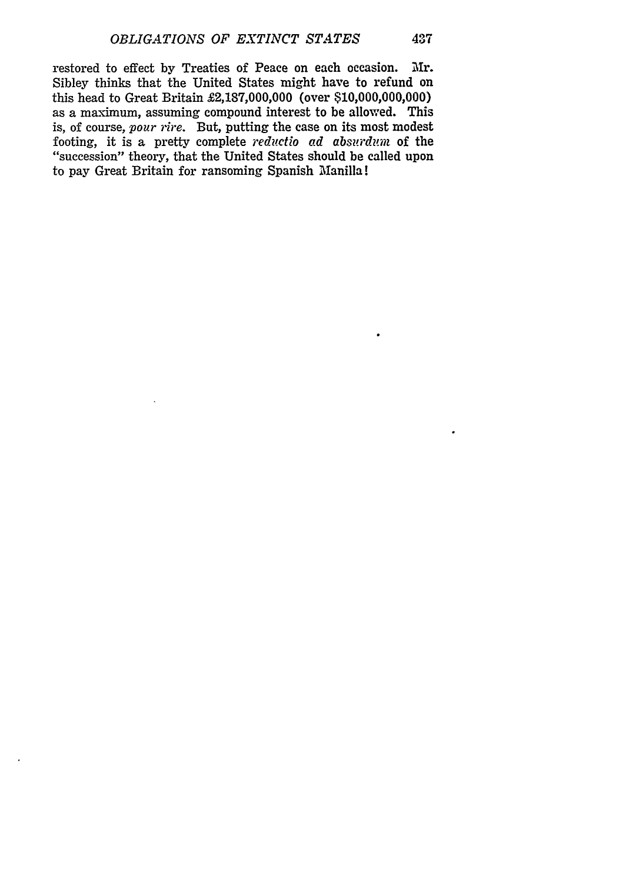restored to effect by Treaties of Peace on each occasion. Mr. Sibley thinks that the United States might have to refund on this head to Great Britain £2,187,000,000 (over $10,000,000,000) as a maximum, assuming compound interest to be allowed. This is, of course, *pour rire*. But, putting the case on its most modest footing, it is a pretty complete *reductio ad absurdum* of the "succession" theory, that the United States should be called upon to pay Great Britain for ransoming Spanish Manilla!